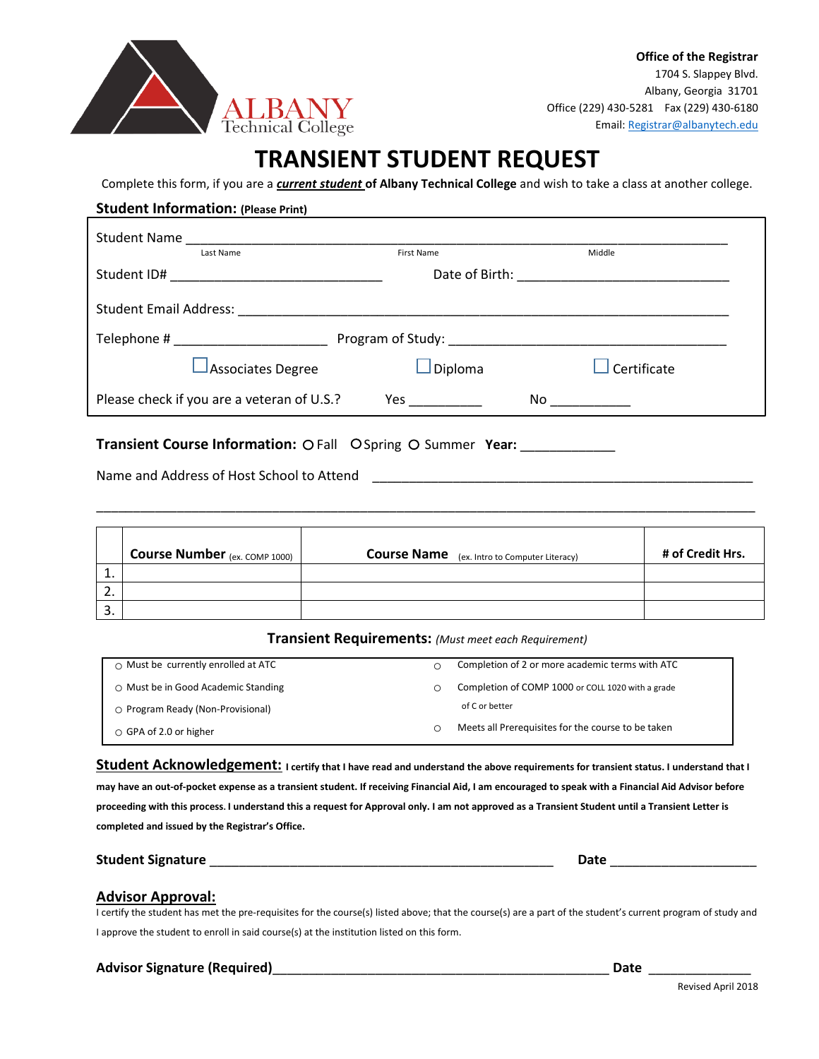ALBANY
Technical College

**Office of the Registrar**
1704 S. Slappey Blvd.
Albany, Georgia 31701
Office (229) 430-5281 Fax (229) 430-6180
Email: Registrar@albanytech.edu

# TRANSIENT STUDENT REQUEST

Complete this form, if you are a ***current student*** **of Albany Technical College** and wish to take a class at another college.

## Student Information: (Please Print)

Student Name ______________________________________________________________
Last Name First Name Middle

Student ID# ____________________________ Date of Birth: ____________________________

Student Email Address: ______________________________________________________________

Telephone # ____________________ Program of Study: ____________________________________

☐ Associates Degree ☐ Diploma ☐ Certificate

Please check if you are a veteran of U.S.? Yes __________ No ___________

**Transient Course Information:** ○ Fall ○ Spring ○ Summer **Year:** ____________

Name and Address of Host School to Attend ___________________________________________________

_____________________________________________________________________________________

| | **Course Number** (ex. COMP 1000) | **Course Name** (ex. Intro to Computer Literacy) | **# of Credit Hrs.** |
|---|---|---|---|
| 1. | | | |
| 2. | | | |
| 3. | | | |

**Transient Requirements:** *(Must meet each Requirement)*

| | |
|---|---|
| ○ Must be currently enrolled at ATC | ○ Completion of 2 or more academic terms with ATC |
| ○ Must be in Good Academic Standing | ○ Completion of COMP 1000 or COLL 1020 with a grade of C or better |
| ○ Program Ready (Non-Provisional) | |
| ○ GPA of 2.0 or higher | ○ Meets all Prerequisites for the course to be taken |

**Student Acknowledgement:** **I certify that I have read and understand the above requirements for transient status. I understand that I may have an out-of-pocket expense as a transient student. If receiving Financial Aid, I am encouraged to speak with a Financial Aid Advisor before proceeding with this process. I understand this a request for Approval only. I am not approved as a Transient Student until a Transient Letter is completed and issued by the Registrar's Office.**

**Student Signature** ________________________________________________ **Date** ____________________

**Advisor Approval:**
I certify the student has met the pre-requisites for the course(s) listed above; that the course(s) are a part of the student's current program of study and I approve the student to enroll in said course(s) at the institution listed on this form.

**Advisor Signature (Required)**______________________________________________ **Date** ______________

Revised April 2018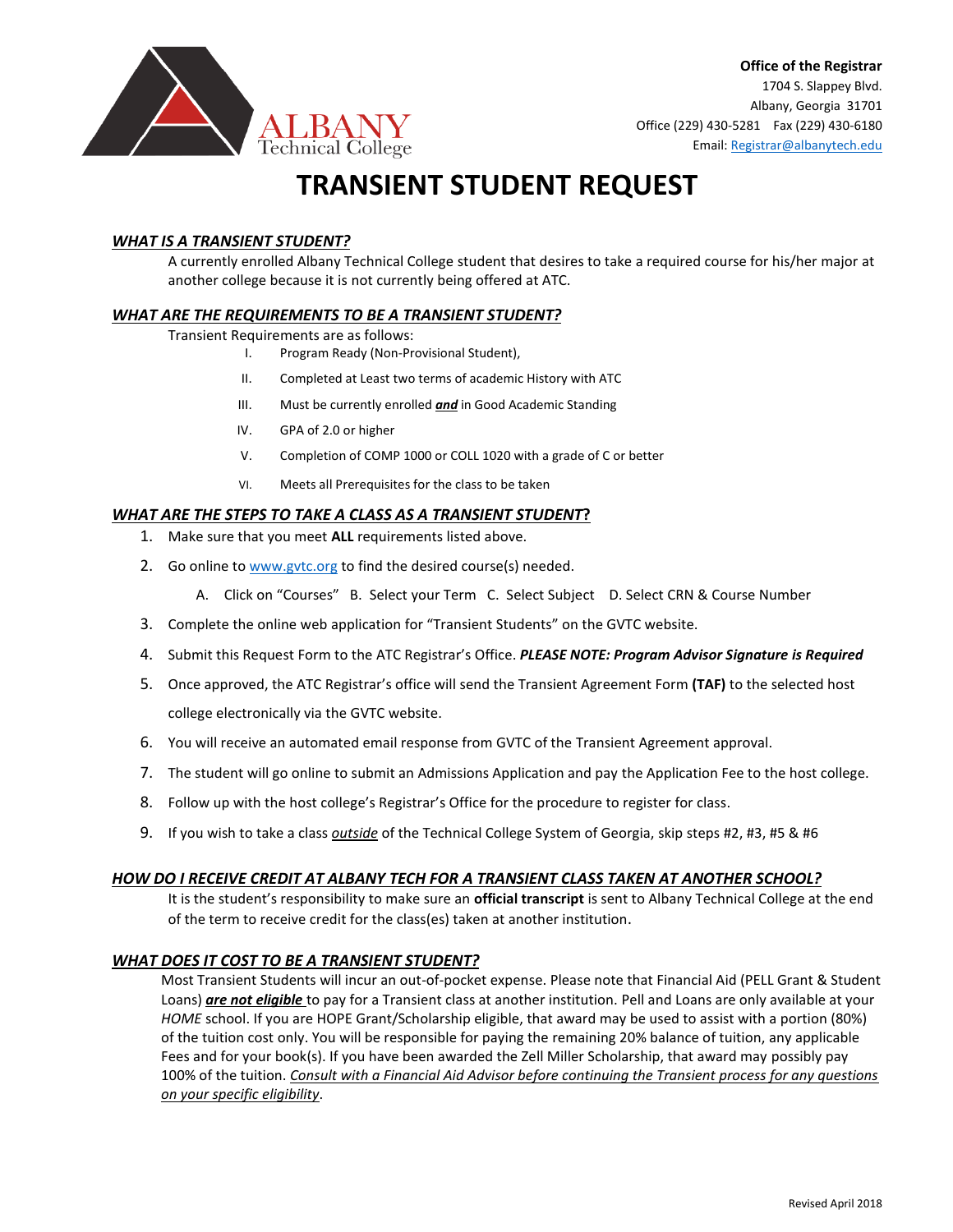**Office of the Registrar**
1704 S. Slappey Blvd.
Albany, Georgia 31701
Office (229) 430-5281 Fax (229) 430-6180
Email: Registrar@albanytech.edu

# TRANSIENT STUDENT REQUEST

### ***WHAT IS A TRANSIENT STUDENT?***

A currently enrolled Albany Technical College student that desires to take a required course for his/her major at another college because it is not currently being offered at ATC.

### ***WHAT ARE THE REQUIREMENTS TO BE A TRANSIENT STUDENT?***

Transient Requirements are as follows:

I. Program Ready (Non-Provisional Student),
II. Completed at Least two terms of academic History with ATC
III. Must be currently enrolled ***and*** in Good Academic Standing
IV. GPA of 2.0 or higher
V. Completion of COMP 1000 or COLL 1020 with a grade of C or better
VI. Meets all Prerequisites for the class to be taken

### ***WHAT ARE THE STEPS TO TAKE A CLASS AS A TRANSIENT STUDENT?***

1. Make sure that you meet **ALL** requirements listed above.
2. Go online to www.gvtc.org to find the desired course(s) needed.
   A. Click on "Courses" B. Select your Term C. Select Subject D. Select CRN & Course Number
3. Complete the online web application for "Transient Students" on the GVTC website.
4. Submit this Request Form to the ATC Registrar's Office. ***PLEASE NOTE: Program Advisor Signature is Required***
5. Once approved, the ATC Registrar's office will send the Transient Agreement Form **(TAF)** to the selected host college electronically via the GVTC website.
6. You will receive an automated email response from GVTC of the Transient Agreement approval.
7. The student will go online to submit an Admissions Application and pay the Application Fee to the host college.
8. Follow up with the host college's Registrar's Office for the procedure to register for class.
9. If you wish to take a class *outside* of the Technical College System of Georgia, skip steps #2, #3, #5 & #6

### ***HOW DO I RECEIVE CREDIT AT ALBANY TECH FOR A TRANSIENT CLASS TAKEN AT ANOTHER SCHOOL?***

It is the student's responsibility to make sure an **official transcript** is sent to Albany Technical College at the end of the term to receive credit for the class(es) taken at another institution.

### ***WHAT DOES IT COST TO BE A TRANSIENT STUDENT?***

Most Transient Students will incur an out-of-pocket expense. Please note that Financial Aid (PELL Grant & Student Loans) ***are not eligible*** to pay for a Transient class at another institution. Pell and Loans are only available at your *HOME* school. If you are HOPE Grant/Scholarship eligible, that award may be used to assist with a portion (80%) of the tuition cost only. You will be responsible for paying the remaining 20% balance of tuition, any applicable Fees and for your book(s). If you have been awarded the Zell Miller Scholarship, that award may possibly pay 100% of the tuition. *Consult with a Financial Aid Advisor before continuing the Transient process for any questions on your specific eligibility*.

Revised April 2018